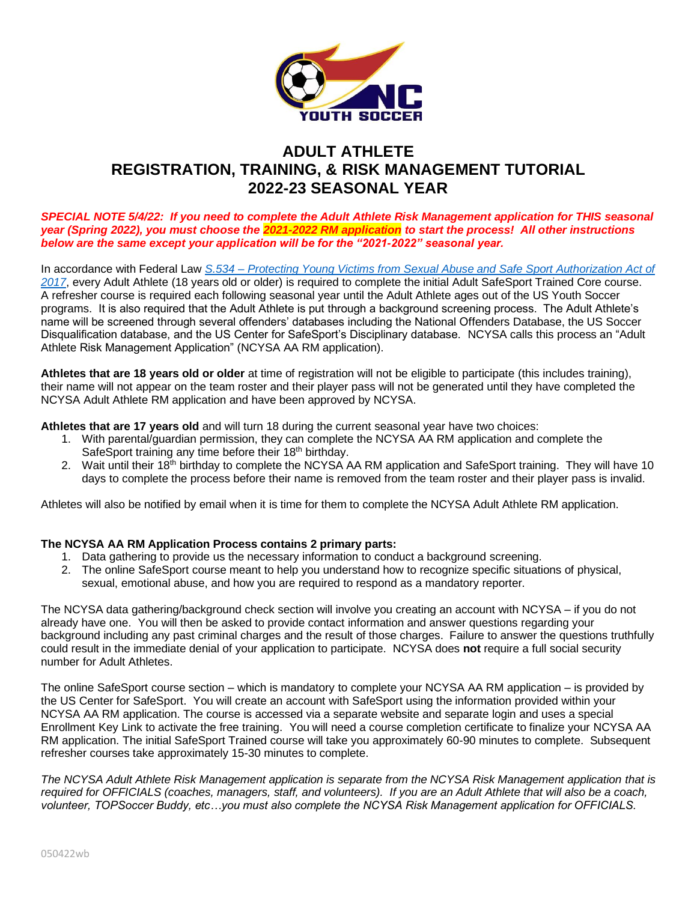# ADULT ATHLETE
# REGISTRATION, TRAINING, & RISK MANAGEMENT TUTORIAL
# 2022-23 SEASONAL YEAR

***SPECIAL NOTE 5/4/22: If you need to complete the Adult Athlete Risk Management application for THIS seasonal year (Spring 2022), you must choose the 2021-2022 RM application to start the process! All other instructions below are the same except your application will be for the "2021-2022" seasonal year.***

In accordance with Federal Law *S.534 – Protecting Young Victims from Sexual Abuse and Safe Sport Authorization Act of 2017*, every Adult Athlete (18 years old or older) is required to complete the initial Adult SafeSport Trained Core course. A refresher course is required each following seasonal year until the Adult Athlete ages out of the US Youth Soccer programs. It is also required that the Adult Athlete is put through a background screening process. The Adult Athlete's name will be screened through several offenders' databases including the National Offenders Database, the US Soccer Disqualification database, and the US Center for SafeSport's Disciplinary database. NCYSA calls this process an "Adult Athlete Risk Management Application" (NCYSA AA RM application).

**Athletes that are 18 years old or older** at time of registration will not be eligible to participate (this includes training), their name will not appear on the team roster and their player pass will not be generated until they have completed the NCYSA Adult Athlete RM application and have been approved by NCYSA.

**Athletes that are 17 years old** and will turn 18 during the current seasonal year have two choices:

1. With parental/guardian permission, they can complete the NCYSA AA RM application and complete the SafeSport training any time before their 18th birthday.
2. Wait until their 18th birthday to complete the NCYSA AA RM application and SafeSport training. They will have 10 days to complete the process before their name is removed from the team roster and their player pass is invalid.

Athletes will also be notified by email when it is time for them to complete the NCYSA Adult Athlete RM application.

**The NCYSA AA RM Application Process contains 2 primary parts:**

1. Data gathering to provide us the necessary information to conduct a background screening.
2. The online SafeSport course meant to help you understand how to recognize specific situations of physical, sexual, emotional abuse, and how you are required to respond as a mandatory reporter.

The NCYSA data gathering/background check section will involve you creating an account with NCYSA – if you do not already have one. You will then be asked to provide contact information and answer questions regarding your background including any past criminal charges and the result of those charges. Failure to answer the questions truthfully could result in the immediate denial of your application to participate. NCYSA does **not** require a full social security number for Adult Athletes.

The online SafeSport course section – which is mandatory to complete your NCYSA AA RM application – is provided by the US Center for SafeSport. You will create an account with SafeSport using the information provided within your NCYSA AA RM application. The course is accessed via a separate website and separate login and uses a special Enrollment Key Link to activate the free training. You will need a course completion certificate to finalize your NCYSA AA RM application. The initial SafeSport Trained course will take you approximately 60-90 minutes to complete. Subsequent refresher courses take approximately 15-30 minutes to complete.

*The NCYSA Adult Athlete Risk Management application is separate from the NCYSA Risk Management application that is required for OFFICIALS (coaches, managers, staff, and volunteers). If you are an Adult Athlete that will also be a coach, volunteer, TOPSoccer Buddy, etc…you must also complete the NCYSA Risk Management application for OFFICIALS.*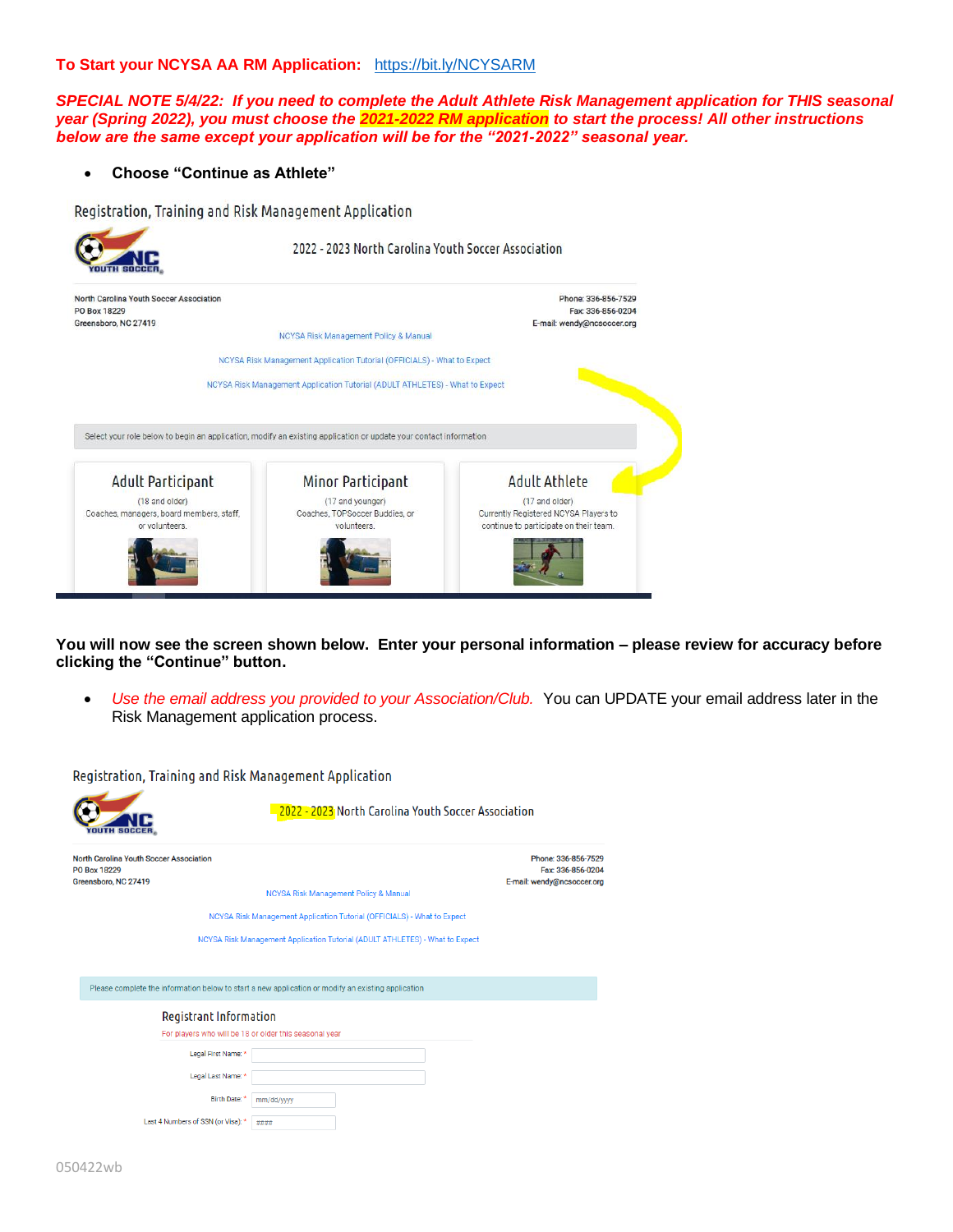**To Start your NCYSA AA RM Application:** https://bit.ly/NCYSARM

***SPECIAL NOTE 5/4/22: If you need to complete the Adult Athlete Risk Management application for THIS seasonal year (Spring 2022), you must choose the 2021-2022 RM application to start the process! All other instructions below are the same except your application will be for the "2021-2022" seasonal year.***

- **Choose "Continue as Athlete"**

Registration, Training and Risk Management Application

2022 - 2023 North Carolina Youth Soccer Association

North Carolina Youth Soccer Association
PO Box 18229
Greensboro, NC 27419

Phone: 336-856-7529
Fax: 336-856-0204
E-mail: wendy@ncsoccer.org

NCYSA Risk Management Policy & Manual

NCYSA Risk Management Application Tutorial (OFFICIALS) - What to Expect

NCYSA Risk Management Application Tutorial (ADULT ATHLETES) - What to Expect

Select your role below to begin an application, modify an existing application or update your contact information

| Adult Participant | Minor Participant | Adult Athlete |
|---|---|---|
| (18 and older) Coaches, managers, board members, staff, or volunteers. | (17 and younger) Coaches, TOPSoccer Buddies, or volunteers. | (17 and older) Currently Registered NCYSA Players to continue to participate on their team. |

**You will now see the screen shown below. Enter your personal information – please review for accuracy before clicking the "Continue" button.**

- *Use the email address you provided to your Association/Club.* You can UPDATE your email address later in the Risk Management application process.

Registration, Training and Risk Management Application

2022 - 2023 North Carolina Youth Soccer Association

North Carolina Youth Soccer Association
PO Box 18229
Greensboro, NC 27419

Phone: 336-856-7529
Fax: 336-856-0204
E-mail: wendy@ncsoccer.org

NCYSA Risk Management Policy & Manual

NCYSA Risk Management Application Tutorial (OFFICIALS) - What to Expect

NCYSA Risk Management Application Tutorial (ADULT ATHLETES) - What to Expect

Please complete the information below to start a new application or modify an existing application

Registrant Information

For players who will be 18 or older this seasonal year

Legal First Name: *

Legal Last Name: *

Birth Date: * mm/dd/yyyy

Last 4 Numbers of SSN (or Visa): * ####

050422wb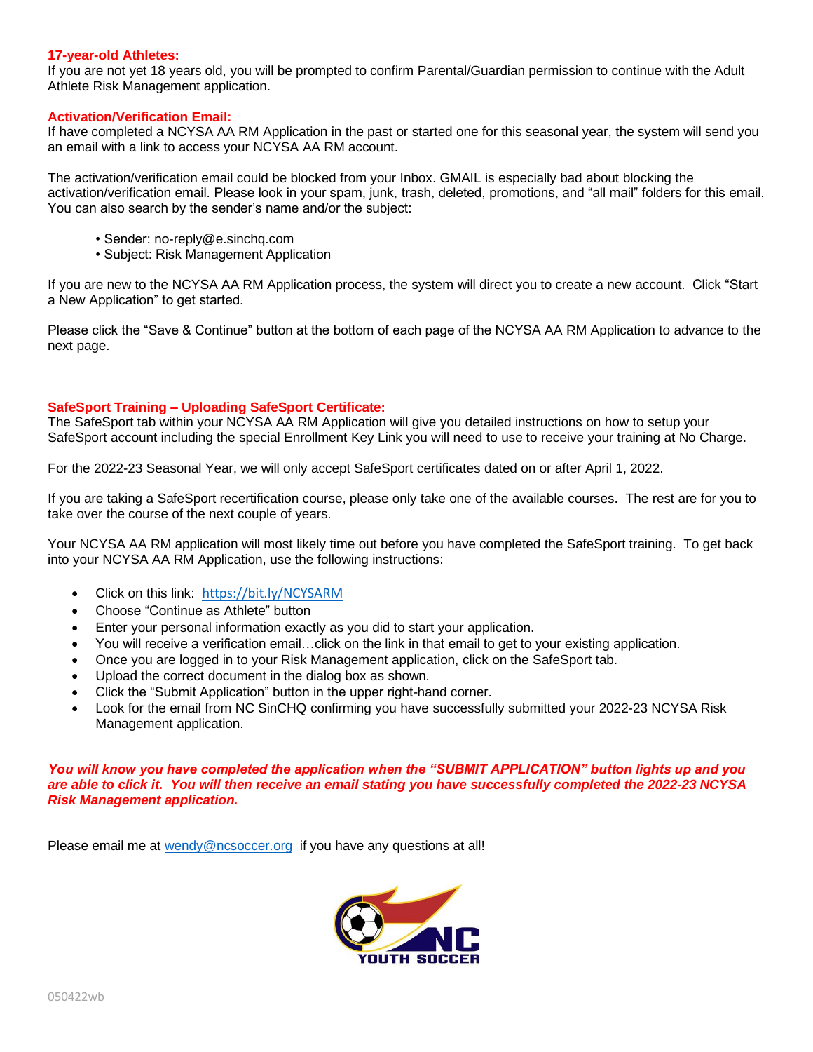**17-year-old Athletes:**
If you are not yet 18 years old, you will be prompted to confirm Parental/Guardian permission to continue with the Adult Athlete Risk Management application.

**Activation/Verification Email:**
If have completed a NCYSA AA RM Application in the past or started one for this seasonal year, the system will send you an email with a link to access your NCYSA AA RM account.

The activation/verification email could be blocked from your Inbox. GMAIL is especially bad about blocking the activation/verification email. Please look in your spam, junk, trash, deleted, promotions, and "all mail" folders for this email. You can also search by the sender's name and/or the subject:

- Sender: no-reply@e.sinchq.com
- Subject: Risk Management Application

If you are new to the NCYSA AA RM Application process, the system will direct you to create a new account. Click "Start a New Application" to get started.

Please click the "Save & Continue" button at the bottom of each page of the NCYSA AA RM Application to advance to the next page.

**SafeSport Training – Uploading SafeSport Certificate:**
The SafeSport tab within your NCYSA AA RM Application will give you detailed instructions on how to setup your SafeSport account including the special Enrollment Key Link you will need to use to receive your training at No Charge.

For the 2022-23 Seasonal Year, we will only accept SafeSport certificates dated on or after April 1, 2022.

If you are taking a SafeSport recertification course, please only take one of the available courses. The rest are for you to take over the course of the next couple of years.

Your NCYSA AA RM application will most likely time out before you have completed the SafeSport training. To get back into your NCYSA AA RM Application, use the following instructions:

- Click on this link: https://bit.ly/NCYSARM
- Choose "Continue as Athlete" button
- Enter your personal information exactly as you did to start your application.
- You will receive a verification email…click on the link in that email to get to your existing application.
- Once you are logged in to your Risk Management application, click on the SafeSport tab.
- Upload the correct document in the dialog box as shown.
- Click the "Submit Application" button in the upper right-hand corner.
- Look for the email from NC SinCHQ confirming you have successfully submitted your 2022-23 NCYSA Risk Management application.

***You will know you have completed the application when the "SUBMIT APPLICATION" button lights up and you are able to click it. You will then receive an email stating you have successfully completed the 2022-23 NCYSA Risk Management application.***

Please email me at wendy@ncsoccer.org if you have any questions at all!

NC YOUTH SOCCER

050422wb